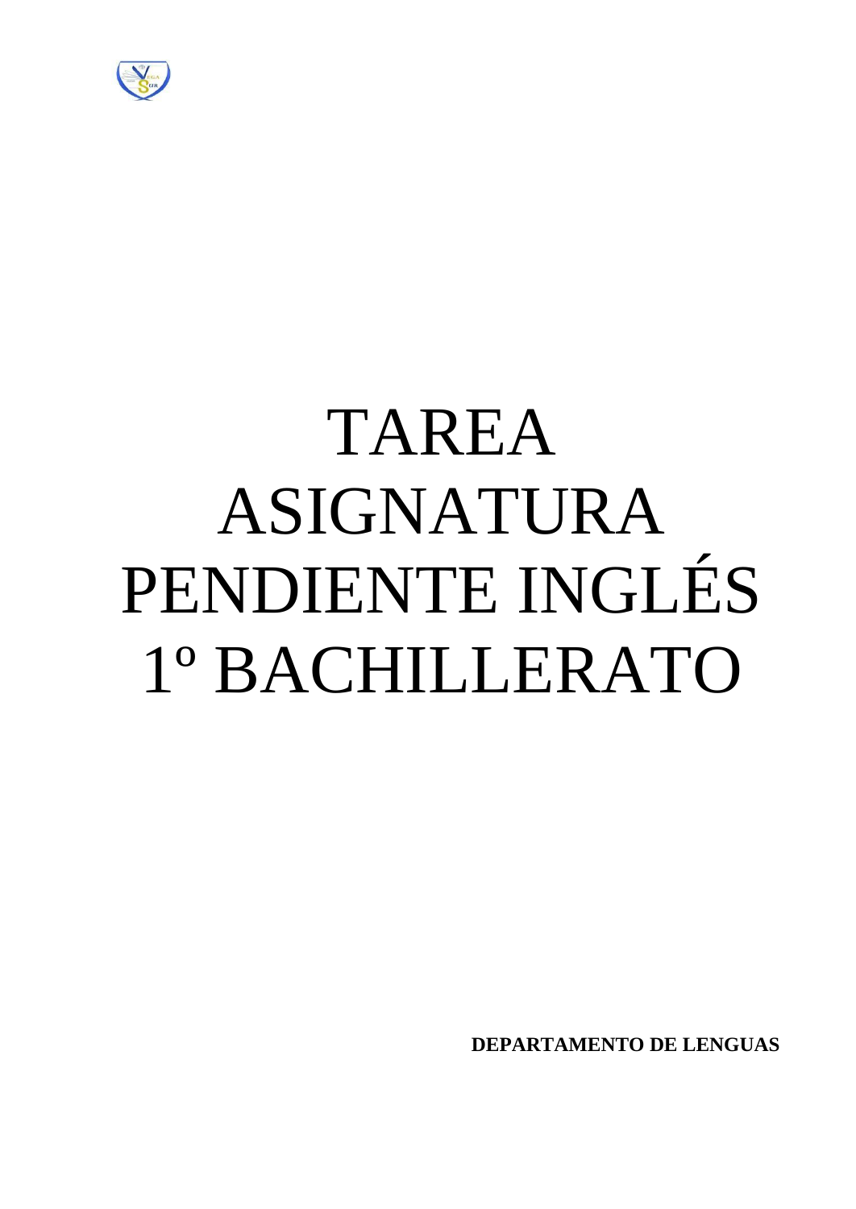# TAREA ASIGNATURA PENDIENTE INGLÉS 1º BACHILLERATO

**DEPARTAMENTO DE LENGUAS**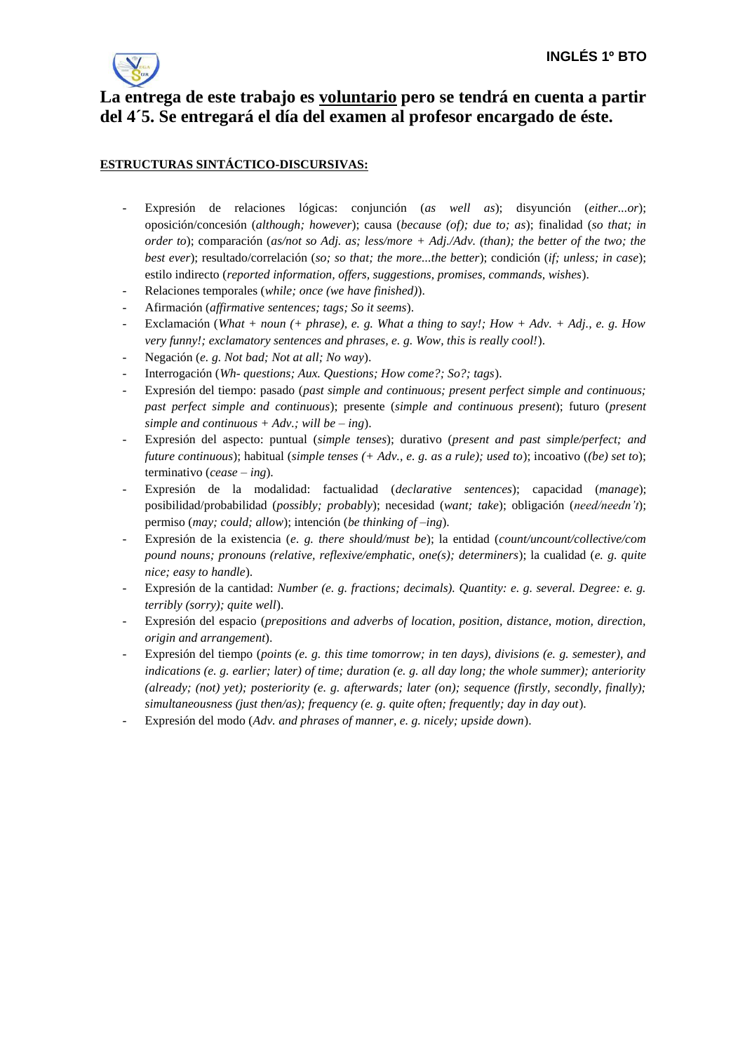**La entrega de este trabajo es <u>voluntario</u> pero se tendrá en cuenta a partir del 4´5. Se entregará el día del examen al profesor encargado de éste.**

**<u>ESTRUCTURAS SINTÁCTICO-DISCURSIVAS:</u>**

- Expresión de relaciones lógicas: conjunción (*as well as*); disyunción (*either...or*); oposición/concesión (*although; however*); causa (*because (of); due to; as*); finalidad (*so that; in order to*); comparación (*as/not so Adj. as; less/more + Adj./Adv. (than); the better of the two; the best ever*); resultado/correlación (*so; so that; the more...the better*); condición (*if; unless; in case*); estilo indirecto (*reported information, offers, suggestions, promises, commands, wishes*).
- Relaciones temporales (*while; once (we have finished)*).
- Afirmación (*affirmative sentences; tags; So it seems*).
- Exclamación (*What + noun (+ phrase), e. g. What a thing to say!; How + Adv. + Adj., e. g. How very funny!; exclamatory sentences and phrases, e. g. Wow, this is really cool!*).
- Negación (*e. g. Not bad; Not at all; No way*).
- Interrogación (*Wh- questions; Aux. Questions; How come?; So?; tags*).
- Expresión del tiempo: pasado (*past simple and continuous; present perfect simple and continuous; past perfect simple and continuous*); presente (*simple and continuous present*); futuro (*present simple and continuous + Adv.; will be – ing*).
- Expresión del aspecto: puntual (*simple tenses*); durativo (*present and past simple/perfect; and future continuous*); habitual (*simple tenses (+ Adv., e. g. as a rule); used to*); incoativo (*(be) set to*); terminativo (*cease – ing*).
- Expresión de la modalidad: factualidad (*declarative sentences*); capacidad (*manage*); posibilidad/probabilidad (*possibly; probably*); necesidad (*want; take*); obligación (*need/needn't*); permiso (*may; could; allow*); intención (*be thinking of –ing*).
- Expresión de la existencia (*e. g. there should/must be*); la entidad (*count/uncount/collective/compound nouns; pronouns (relative, reflexive/emphatic, one(s); determiners*); la cualidad (*e. g. quite nice; easy to handle*).
- Expresión de la cantidad: *Number (e. g. fractions; decimals). Quantity: e. g. several. Degree: e. g. terribly (sorry); quite well*).
- Expresión del espacio (*prepositions and adverbs of location, position, distance, motion, direction, origin and arrangement*).
- Expresión del tiempo (*points (e. g. this time tomorrow; in ten days), divisions (e. g. semester), and indications (e. g. earlier; later) of time; duration (e. g. all day long; the whole summer); anteriority (already; (not) yet); posteriority (e. g. afterwards; later (on); sequence (firstly, secondly, finally); simultaneousness (just then/as); frequency (e. g. quite often; frequently; day in day out*).
- Expresión del modo (*Adv. and phrases of manner, e. g. nicely; upside down*).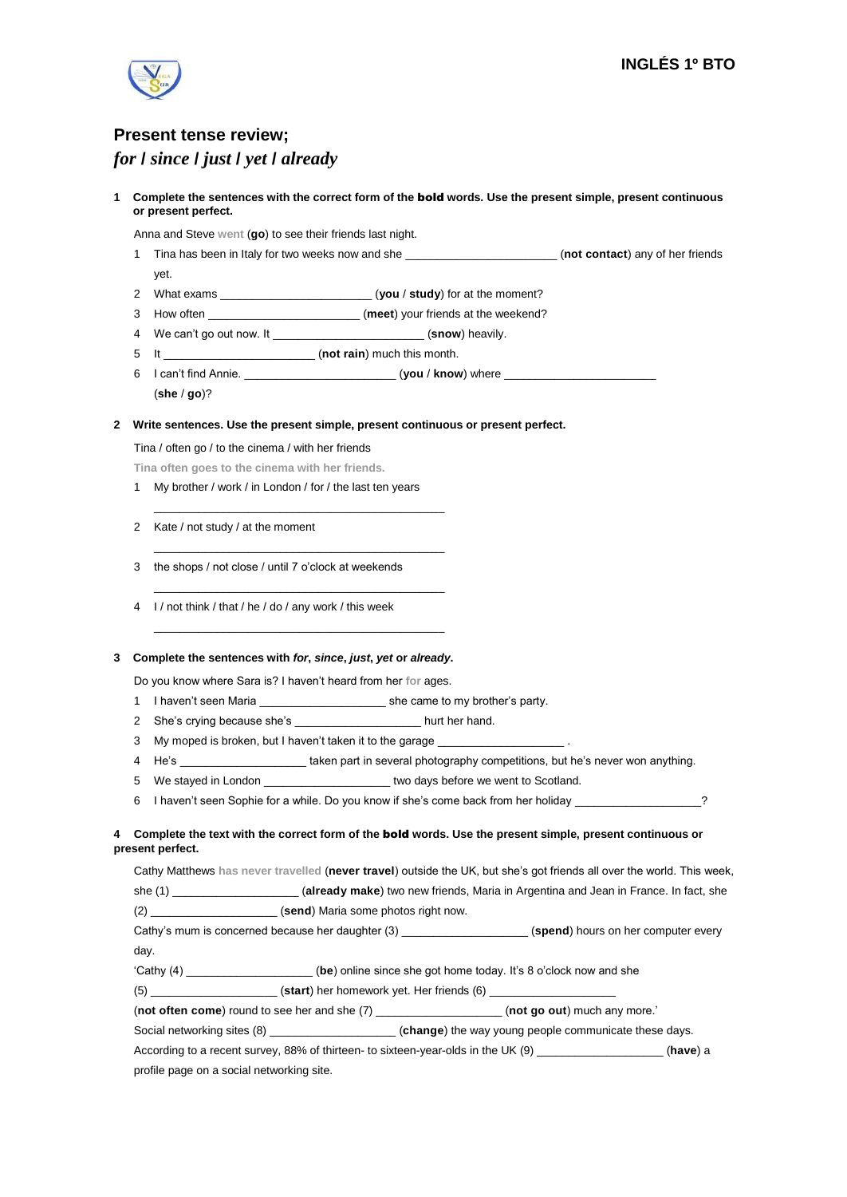# Present tense review;

## *for / since / just / yet / already*

**1 Complete the sentences with the correct form of the bold words. Use the present simple, present continuous or present perfect.**

Anna and Steve went (**go**) to see their friends last night.

1 Tina has been in Italy for two weeks now and she _______________________ (**not contact**) any of her friends yet.

2 What exams _______________________ (**you** / **study**) for at the moment?

3 How often _______________________ (**meet**) your friends at the weekend?

4 We can't go out now. It _______________________ (**snow**) heavily.

5 It _______________________ (**not rain**) much this month.

6 I can't find Annie. _______________________ (**you** / **know**) where _______________________ (**she** / **go**)?

**2 Write sentences. Use the present simple, present continuous or present perfect.**

Tina / often go / to the cinema / with her friends

Tina often goes to the cinema with her friends.

1 My brother / work / in London / for / the last ten years

_____________________________________________

2 Kate / not study / at the moment

_____________________________________________

3 the shops / not close / until 7 o'clock at weekends

_____________________________________________

4 I / not think / that / he / do / any work / this week

_____________________________________________

**3 Complete the sentences with *for*, *since*, *just*, *yet* or *already*.**

Do you know where Sara is? I haven't heard from her for ages.

1 I haven't seen Maria ___________________ she came to my brother's party.

2 She's crying because she's ___________________ hurt her hand.

3 My moped is broken, but I haven't taken it to the garage ___________________ .

4 He's ___________________ taken part in several photography competitions, but he's never won anything.

5 We stayed in London ___________________ two days before we went to Scotland.

6 I haven't seen Sophie for a while. Do you know if she's come back from her holiday ___________________?

**4 Complete the text with the correct form of the bold words. Use the present simple, present continuous or present perfect.**

Cathy Matthews has never travelled (**never travel**) outside the UK, but she's got friends all over the world. This week, she (1) ___________________ (**already make**) two new friends, Maria in Argentina and Jean in France. In fact, she (2) ___________________ (**send**) Maria some photos right now.

Cathy's mum is concerned because her daughter (3) ___________________ (**spend**) hours on her computer every day.

'Cathy (4) ___________________ (**be**) online since she got home today. It's 8 o'clock now and she (5) ___________________ (**start**) her homework yet. Her friends (6) ___________________ (**not often come**) round to see her and she (7) ___________________ (**not go out**) much any more.'

Social networking sites (8) ___________________ (**change**) the way young people communicate these days. According to a recent survey, 88% of thirteen- to sixteen-year-olds in the UK (9) ___________________ (**have**) a profile page on a social networking site.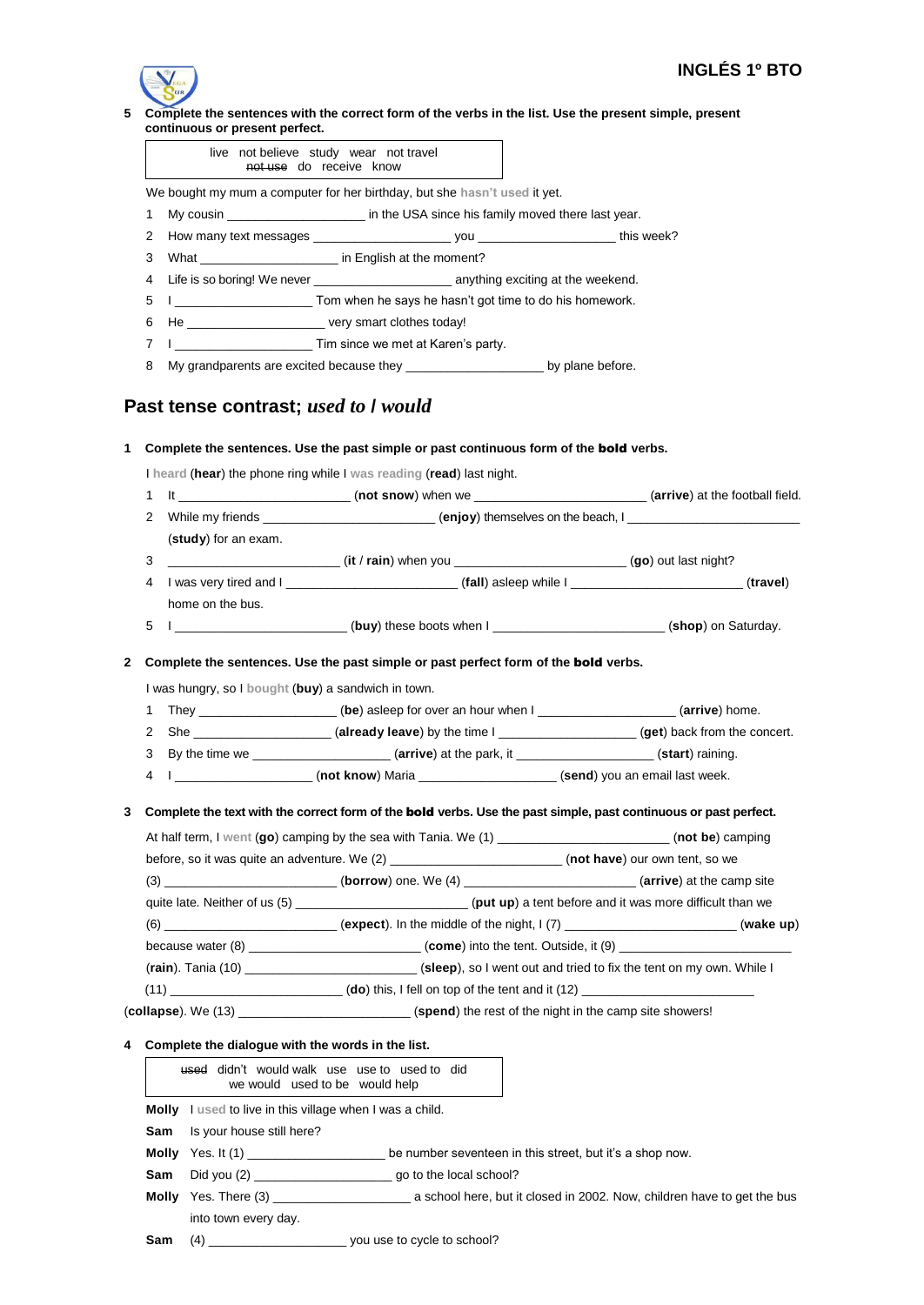**5 Complete the sentences with the correct form of the verbs in the list. Use the present simple, present continuous or present perfect.**

| live not believe study wear not travel ~~not use~~ do receive know |
|---|

We bought my mum a computer for her birthday, but she hasn't used it yet.

1. My cousin ____________________ in the USA since his family moved there last year.
2. How many text messages ____________________ you ____________________ this week?
3. What ____________________ in English at the moment?
4. Life is so boring! We never ____________________ anything exciting at the weekend.
5. I ____________________ Tom when he says he hasn't got time to do his homework.
6. He ____________________ very smart clothes today!
7. I ____________________ Tim since we met at Karen's party.
8. My grandparents are excited because they ____________________ by plane before.

## Past tense contrast; *used to* / *would*

**1 Complete the sentences. Use the past simple or past continuous form of the bold verbs.**

I heard (**hear**) the phone ring while I was reading (**read**) last night.

1. It ________________________ (**not snow**) when we ________________________ (**arrive**) at the football field.
2. While my friends ________________________ (**enjoy**) themselves on the beach, I ________________________ (**study**) for an exam.
3. ________________________ (**it / rain**) when you ________________________ (**go**) out last night?
4. I was very tired and I ________________________ (**fall**) asleep while I ________________________ (**travel**) home on the bus.
5. I ________________________ (**buy**) these boots when I ________________________ (**shop**) on Saturday.

**2 Complete the sentences. Use the past simple or past perfect form of the bold verbs.**

I was hungry, so I bought (**buy**) a sandwich in town.

1. They ____________________ (**be**) asleep for over an hour when I ____________________ (**arrive**) home.
2. She ____________________ (**already leave**) by the time I ____________________ (**get**) back from the concert.
3. By the time we ____________________ (**arrive**) at the park, it ____________________ (**start**) raining.
4. I ____________________ (**not know**) Maria ____________________ (**send**) you an email last week.

**3 Complete the text with the correct form of the bold verbs. Use the past simple, past continuous or past perfect.**

At half term, I went (**go**) camping by the sea with Tania. We (1) ________________________ (**not be**) camping before, so it was quite an adventure. We (2) ________________________ (**not have**) our own tent, so we (3) ________________________ (**borrow**) one. We (4) ________________________ (**arrive**) at the camp site quite late. Neither of us (5) ________________________ (**put up**) a tent before and it was more difficult than we (6) ________________________ (**expect**). In the middle of the night, I (7) ________________________ (**wake up**) because water (8) ________________________ (**come**) into the tent. Outside, it (9) ________________________ (**rain**). Tania (10) ________________________ (**sleep**), so I went out and tried to fix the tent on my own. While I (11) ________________________ (**do**) this, I fell on top of the tent and it (12) ________________________ (**collapse**). We (13) ________________________ (**spend**) the rest of the night in the camp site showers!

**4 Complete the dialogue with the words in the list.**

| ~~used~~ didn't would walk use use to used to did we would used to be would help |
|---|

**Molly** I used to live in this village when I was a child.

**Sam** Is your house still here?

**Molly** Yes. It (1) ____________________ be number seventeen in this street, but it's a shop now.

**Sam** Did you (2) ____________________ go to the local school?

**Molly** Yes. There (3) ____________________ a school here, but it closed in 2002. Now, children have to get the bus into town every day.

**Sam** (4) ____________________ you use to cycle to school?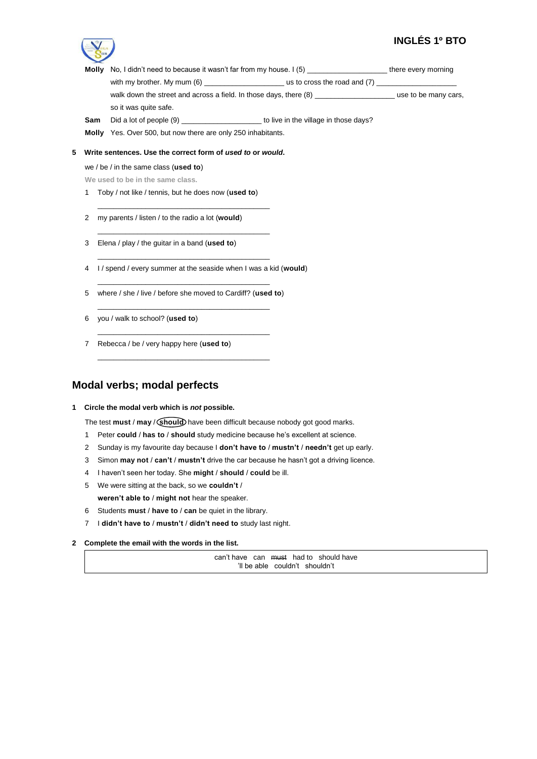**Molly** No, I didn't need to because it wasn't far from my house. I (5) ___________________ there every morning with my brother. My mum (6) ___________________ us to cross the road and (7) ___________________ walk down the street and across a field. In those days, there (8) ___________________ use to be many cars, so it was quite safe.

**Sam** Did a lot of people (9) ___________________ to live in the village in those days?

**Molly** Yes. Over 500, but now there are only 250 inhabitants.

**5 Write sentences. Use the correct form of *used to* or *would*.**

we / be / in the same class (**used to**)

We used to be in the same class.

1. Toby / not like / tennis, but he does now (**used to**)

   ________________________________________

2. my parents / listen / to the radio a lot (**would**)

   ________________________________________

3. Elena / play / the guitar in a band (**used to**)

   ________________________________________

4. I / spend / every summer at the seaside when I was a kid (**would**)

   ________________________________________

5. where / she / live / before she moved to Cardiff? (**used to**)

   ________________________________________

6. you / walk to school? (**used to**)

   ________________________________________

7. Rebecca / be / very happy here (**used to**)

   ________________________________________

## Modal verbs; modal perfects

**1 Circle the modal verb which is *not* possible.**

The test **must** / **may** / (**should**) have been difficult because nobody got good marks.

1. Peter **could** / **has to** / **should** study medicine because he's excellent at science.
2. Sunday is my favourite day because I **don't have to** / **mustn't** / **needn't** get up early.
3. Simon **may not** / **can't** / **mustn't** drive the car because he hasn't got a driving licence.
4. I haven't seen her today. She **might** / **should** / **could** be ill.
5. We were sitting at the back, so we **couldn't** / **weren't able to** / **might not** hear the speaker.
6. Students **must** / **have to** / **can** be quiet in the library.
7. I **didn't have to** / **mustn't** / **didn't need to** study last night.

**2 Complete the email with the words in the list.**

| can't have can ~~must~~ had to should have 'll be able couldn't shouldn't |
|---|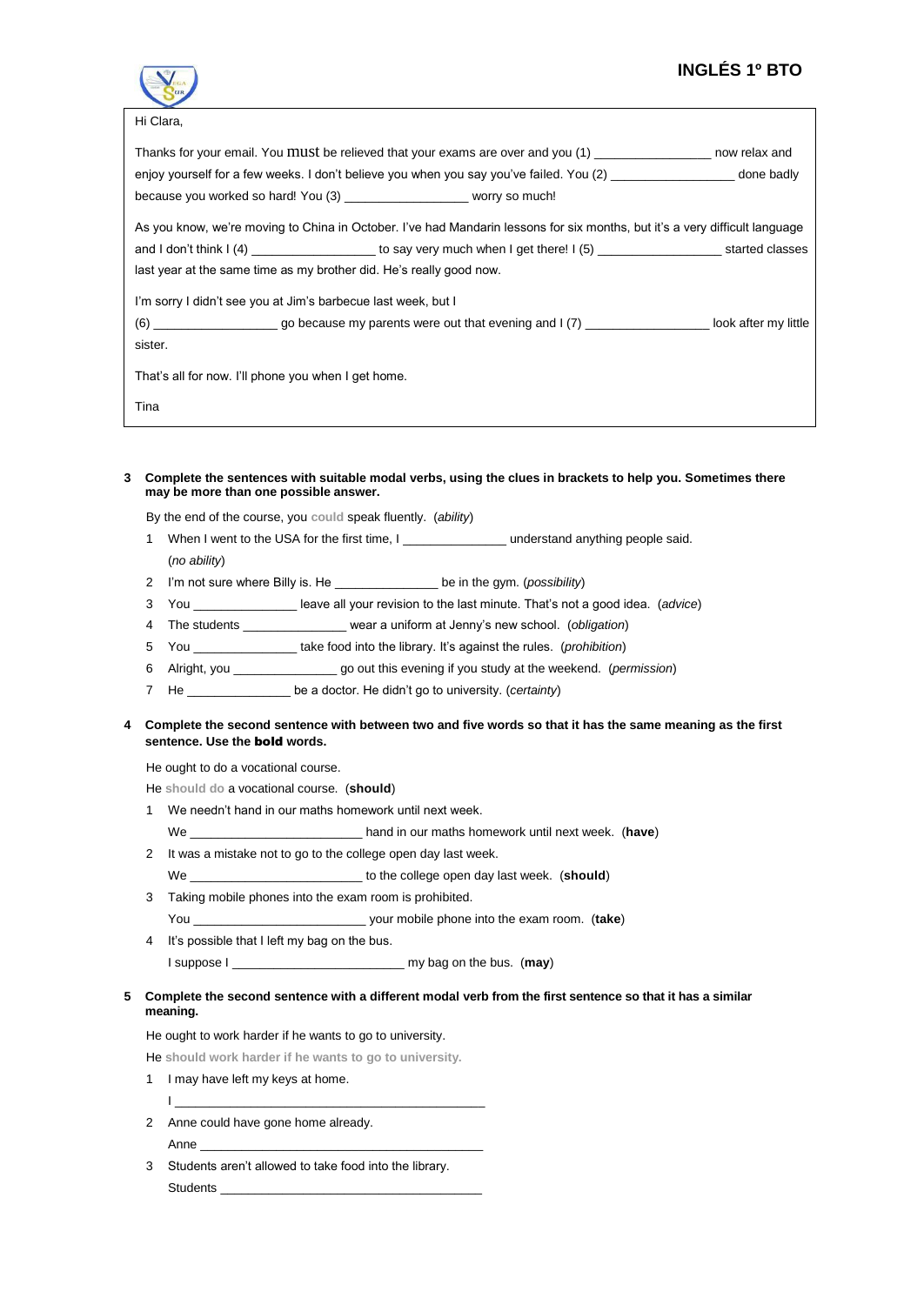Hi Clara,

Thanks for your email. You must be relieved that your exams are over and you (1) ________________ now relax and enjoy yourself for a few weeks. I don't believe you when you say you've failed. You (2) ________________ done badly because you worked so hard! You (3) ________________ worry so much!

As you know, we're moving to China in October. I've had Mandarin lessons for six months, but it's a very difficult language and I don't think I (4) ________________ to say very much when I get there! I (5) ________________ started classes last year at the same time as my brother did. He's really good now.

I'm sorry I didn't see you at Jim's barbecue last week, but I (6) ________________ go because my parents were out that evening and I (7) ________________ look after my little sister.

That's all for now. I'll phone you when I get home.

Tina

**3 Complete the sentences with suitable modal verbs, using the clues in brackets to help you. Sometimes there may be more than one possible answer.**

By the end of the course, you could speak fluently. (*ability*)

1. When I went to the USA for the first time, I ______________ understand anything people said. (*no ability*)
2. I'm not sure where Billy is. He ______________ be in the gym. (*possibility*)
3. You ______________ leave all your revision to the last minute. That's not a good idea. (*advice*)
4. The students ______________ wear a uniform at Jenny's new school. (*obligation*)
5. You ______________ take food into the library. It's against the rules. (*prohibition*)
6. Alright, you ______________ go out this evening if you study at the weekend. (*permission*)
7. He ______________ be a doctor. He didn't go to university. (*certainty*)

**4 Complete the second sentence with between two and five words so that it has the same meaning as the first sentence. Use the bold words.**

He ought to do a vocational course.
He should do a vocational course. (**should**)

1. We needn't hand in our maths homework until next week.
   We ________________________ hand in our maths homework until next week. (**have**)
2. It was a mistake not to go to the college open day last week.
   We ________________________ to the college open day last week. (**should**)
3. Taking mobile phones into the exam room is prohibited.
   You ________________________ your mobile phone into the exam room. (**take**)
4. It's possible that I left my bag on the bus.
   I suppose I ________________________ my bag on the bus. (**may**)

**5 Complete the second sentence with a different modal verb from the first sentence so that it has a similar meaning.**

He ought to work harder if he wants to go to university.
He should work harder if he wants to go to university.

1. I may have left my keys at home.
   I ____________________________________________
2. Anne could have gone home already.
   Anne __________________________________________
3. Students aren't allowed to take food into the library.
   Students _______________________________________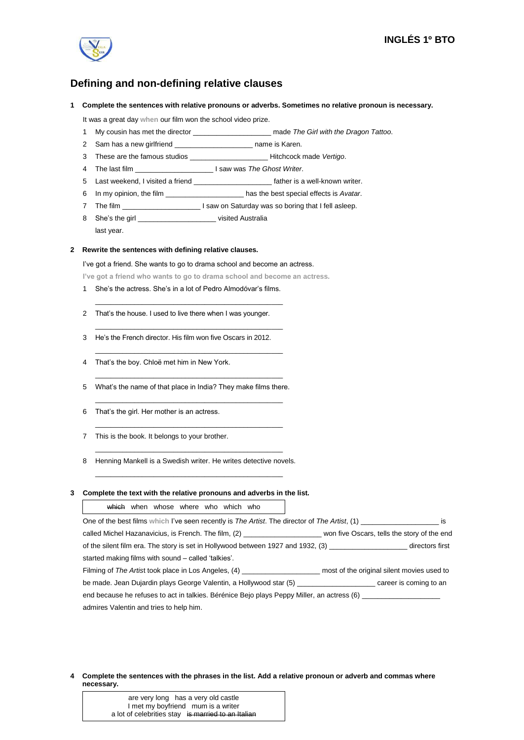## Defining and non-defining relative clauses

**1 Complete the sentences with relative pronouns or adverbs. Sometimes no relative pronoun is necessary.**

It was a great day when our film won the school video prize.

1. My cousin has met the director ____________________ made *The Girl with the Dragon Tattoo*.
2. Sam has a new girlfriend ____________________ name is Karen.
3. These are the famous studios ____________________ Hitchcock made *Vertigo*.
4. The last film ____________________ I saw was *The Ghost Writer*.
5. Last weekend, I visited a friend ____________________ father is a well-known writer.
6. In my opinion, the film ____________________ has the best special effects is *Avatar*.
7. The film ____________________ I saw on Saturday was so boring that I fell asleep.
8. She's the girl ____________________ visited Australia last year.

**2 Rewrite the sentences with defining relative clauses.**

I've got a friend. She wants to go to drama school and become an actress.

**I've got a friend who wants to go to drama school and become an actress.**

1. She's the actress. She's in a lot of Pedro Almodóvar's films.

   ________________________________________________

2. That's the house. I used to live there when I was younger.

   ________________________________________________

3. He's the French director. His film won five Oscars in 2012.

   ________________________________________________

4. That's the boy. Chloë met him in New York.

   ________________________________________________

5. What's the name of that place in India? They make films there.

   ________________________________________________

6. That's the girl. Her mother is an actress.

   ________________________________________________

7. This is the book. It belongs to your brother.

   ________________________________________________

8. Henning Mankell is a Swedish writer. He writes detective novels.

   ________________________________________________

**3 Complete the text with the relative pronouns and adverbs in the list.**

| ~~which~~ when whose where who which who |
|---|

One of the best films which I've seen recently is *The Artist*. The director of *The Artist*, (1) ____________________ is called Michel Hazanavicius, is French. The film, (2) ____________________ won five Oscars, tells the story of the end of the silent film era. The story is set in Hollywood between 1927 and 1932, (3) ____________________ directors first started making films with sound – called 'talkies'.

Filming of *The Artist* took place in Los Angeles, (4) ____________________ most of the original silent movies used to be made. Jean Dujardin plays George Valentin, a Hollywood star (5) ____________________ career is coming to an end because he refuses to act in talkies. Bérénice Bejo plays Peppy Miller, an actress (6) ____________________ admires Valentin and tries to help him.

**4 Complete the sentences with the phrases in the list. Add a relative pronoun or adverb and commas where necessary.**

| are very long has a very old castle I met my boyfriend mum is a writer a lot of celebrities stay ~~is married to an Italian~~ |
|---|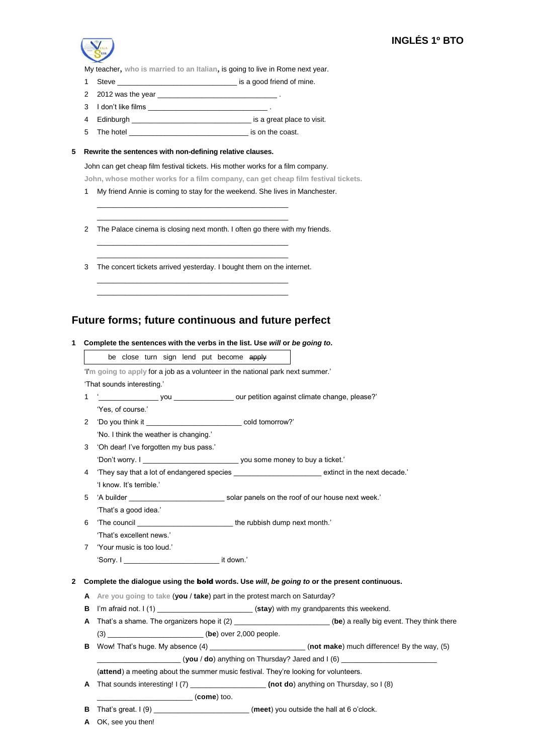My teacher, who is married to an Italian, is going to live in Rome next year.

1 Steve ______________________________ is a good friend of mine.
2 2012 was the year ______________________________ .
3 I don't like films ______________________________ .
4 Edinburgh ______________________________ is a great place to visit.
5 The hotel ______________________________ is on the coast.

**5 Rewrite the sentences with non-defining relative clauses.**

John can get cheap film festival tickets. His mother works for a film company.

John, whose mother works for a film company, can get cheap film festival tickets.

1 My friend Annie is coming to stay for the weekend. She lives in Manchester.

______________________________________________

______________________________________________

2 The Palace cinema is closing next month. I often go there with my friends.

______________________________________________

______________________________________________

3 The concert tickets arrived yesterday. I bought them on the internet.

______________________________________________

______________________________________________

## Future forms; future continuous and future perfect

**1 Complete the sentences with the verbs in the list. Use *will* or *be going to*.**

| be close turn sign lend put become ~~apply~~ |
|---|

'I'm going to apply for a job as a volunteer in the national park next summer.'
'That sounds interesting.'

1 '_______________ you _______________ our petition against climate change, please?'
'Yes, of course.'
2 'Do you think it ________________________ cold tomorrow?'
'No. I think the weather is changing.'
3 'Oh dear! I've forgotten my bus pass.'
'Don't worry. I ________________________ you some money to buy a ticket.'
4 'They say that a lot of endangered species ______________________ extinct in the next decade.'
'I know. It's terrible.'
5 'A builder ________________________ solar panels on the roof of our house next week.'
'That's a good idea.'
6 'The council ________________________ the rubbish dump next month.'
'That's excellent news.'
7 'Your music is too loud.'
'Sorry. I ________________________ it down.'

**2 Complete the dialogue using the bold words. Use *will*, *be going to* or the present continuous.**

**A** Are you going to take (**you** / **take**) part in the protest march on Saturday?
**B** I'm afraid not. I (1) ________________________ (**stay**) with my grandparents this weekend.
**A** That's a shame. The organizers hope it (2) ________________________ (**be**) a really big event. They think there (3) ________________________ (**be**) over 2,000 people.
**B** Wow! That's huge. My absence (4) ________________________ (**not make**) much difference! By the way, (5) _____________________ (**you** / **do**) anything on Thursday? Jared and I (6) ________________________ (**attend**) a meeting about the summer music festival. They're looking for volunteers.
**A** That sounds interesting! I (7) ___________________ (**not do**) anything on Thursday, so I (8) ________________________ (**come**) too.
**B** That's great. I (9) ________________________ (**meet**) you outside the hall at 6 o'clock.
**A** OK, see you then!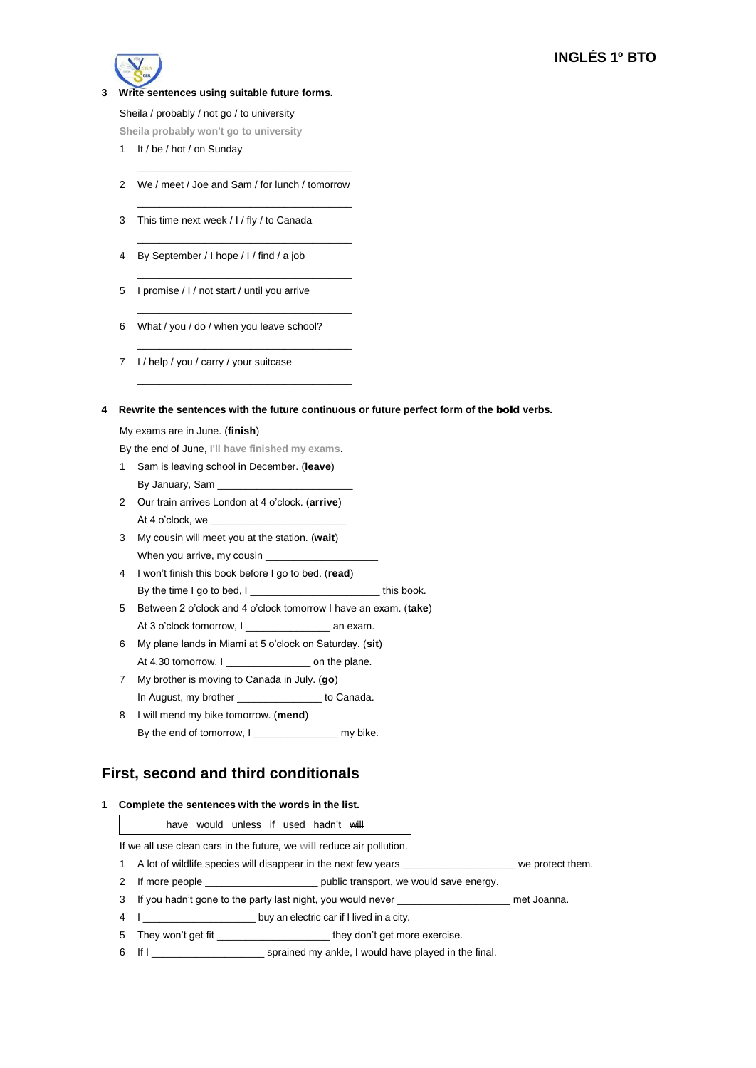**3 Write sentences using suitable future forms.**

Sheila / probably / not go / to university

Sheila probably won't go to university

1 It / be / hot / on Sunday

_______________________________________

2 We / meet / Joe and Sam / for lunch / tomorrow

_______________________________________

3 This time next week / I / fly / to Canada

_______________________________________

4 By September / I hope / I / find / a job

_______________________________________

5 I promise / I / not start / until you arrive

_______________________________________

6 What / you / do / when you leave school?

_______________________________________

7 I / help / you / carry / your suitcase

_______________________________________

**4 Rewrite the sentences with the future continuous or future perfect form of the bold verbs.**

My exams are in June. (**finish**)

By the end of June, I'll have finished my exams.

1 Sam is leaving school in December. (**leave**)

By January, Sam ________________________

2 Our train arrives London at 4 o'clock. (**arrive**)

At 4 o'clock, we ________________________

3 My cousin will meet you at the station. (**wait**)

When you arrive, my cousin ___________________

4 I won't finish this book before I go to bed. (**read**)

By the time I go to bed, I ______________________ this book.

5 Between 2 o'clock and 4 o'clock tomorrow I have an exam. (**take**)

At 3 o'clock tomorrow, I ______________ an exam.

6 My plane lands in Miami at 5 o'clock on Saturday. (**sit**)

At 4.30 tomorrow, I ______________ on the plane.

7 My brother is moving to Canada in July. (**go**)

In August, my brother ______________ to Canada.

8 I will mend my bike tomorrow. (**mend**)

By the end of tomorrow, I ______________ my bike.

## First, second and third conditionals

**1 Complete the sentences with the words in the list.**

| have would unless if used hadn't ~~will~~ |
|---|

If we all use clean cars in the future, we will reduce air pollution.

1 A lot of wildlife species will disappear in the next few years ___________________ we protect them.

2 If more people ___________________ public transport, we would save energy.

3 If you hadn't gone to the party last night, you would never ___________________ met Joanna.

4 I ___________________ buy an electric car if I lived in a city.

5 They won't get fit ___________________ they don't get more exercise.

6 If I ___________________ sprained my ankle, I would have played in the final.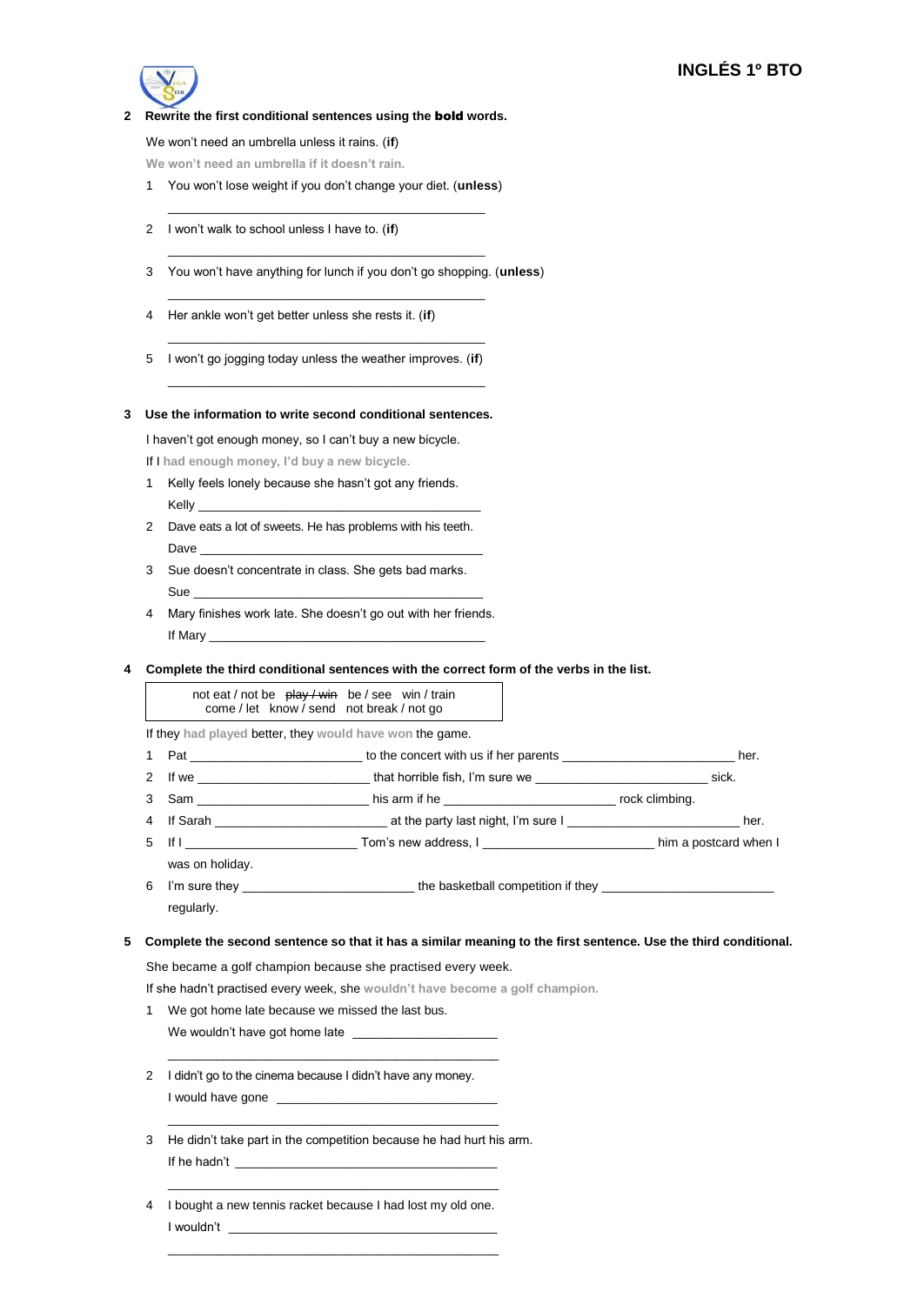**2 Rewrite the first conditional sentences using the bold words.**

We won't need an umbrella unless it rains. (**if**)

We won't need an umbrella if it doesn't rain.

1 You won't lose weight if you don't change your diet. (**unless**)

_______________________________________________

2 I won't walk to school unless I have to. (**if**)

_______________________________________________

3 You won't have anything for lunch if you don't go shopping. (**unless**)

_______________________________________________

4 Her ankle won't get better unless she rests it. (**if**)

_______________________________________________

5 I won't go jogging today unless the weather improves. (**if**)

_______________________________________________

**3 Use the information to write second conditional sentences.**

I haven't got enough money, so I can't buy a new bicycle.

If I had enough money, I'd buy a new bicycle.

1 Kelly feels lonely because she hasn't got any friends.

Kelly _______________________________________________

2 Dave eats a lot of sweets. He has problems with his teeth.

Dave _______________________________________________

3 Sue doesn't concentrate in class. She gets bad marks.

Sue _______________________________________________

4 Mary finishes work late. She doesn't go out with her friends.

If Mary _______________________________________________

**4 Complete the third conditional sentences with the correct form of the verbs in the list.**

| not eat / not be ~~play / win~~ be / see win / train come / let know / send not break / not go |
|---|

If they had played better, they would have won the game.

1 Pat _________________________ to the concert with us if her parents _________________________ her.

2 If we _________________________ that horrible fish, I'm sure we _________________________ sick.

3 Sam _________________________ his arm if he _________________________ rock climbing.

4 If Sarah _________________________ at the party last night, I'm sure I _________________________ her.

5 If I _________________________ Tom's new address, I _________________________ him a postcard when I was on holiday.

6 I'm sure they _________________________ the basketball competition if they _________________________ regularly.

**5 Complete the second sentence so that it has a similar meaning to the first sentence. Use the third conditional.**

She became a golf champion because she practised every week.

If she hadn't practised every week, she wouldn't have become a golf champion.

1 We got home late because we missed the last bus.

We wouldn't have got home late _________________________

_______________________________________________

2 I didn't go to the cinema because I didn't have any money.

I would have gone _________________________

_______________________________________________

3 He didn't take part in the competition because he had hurt his arm.

If he hadn't _________________________

_______________________________________________

4 I bought a new tennis racket because I had lost my old one.

I wouldn't _________________________

_______________________________________________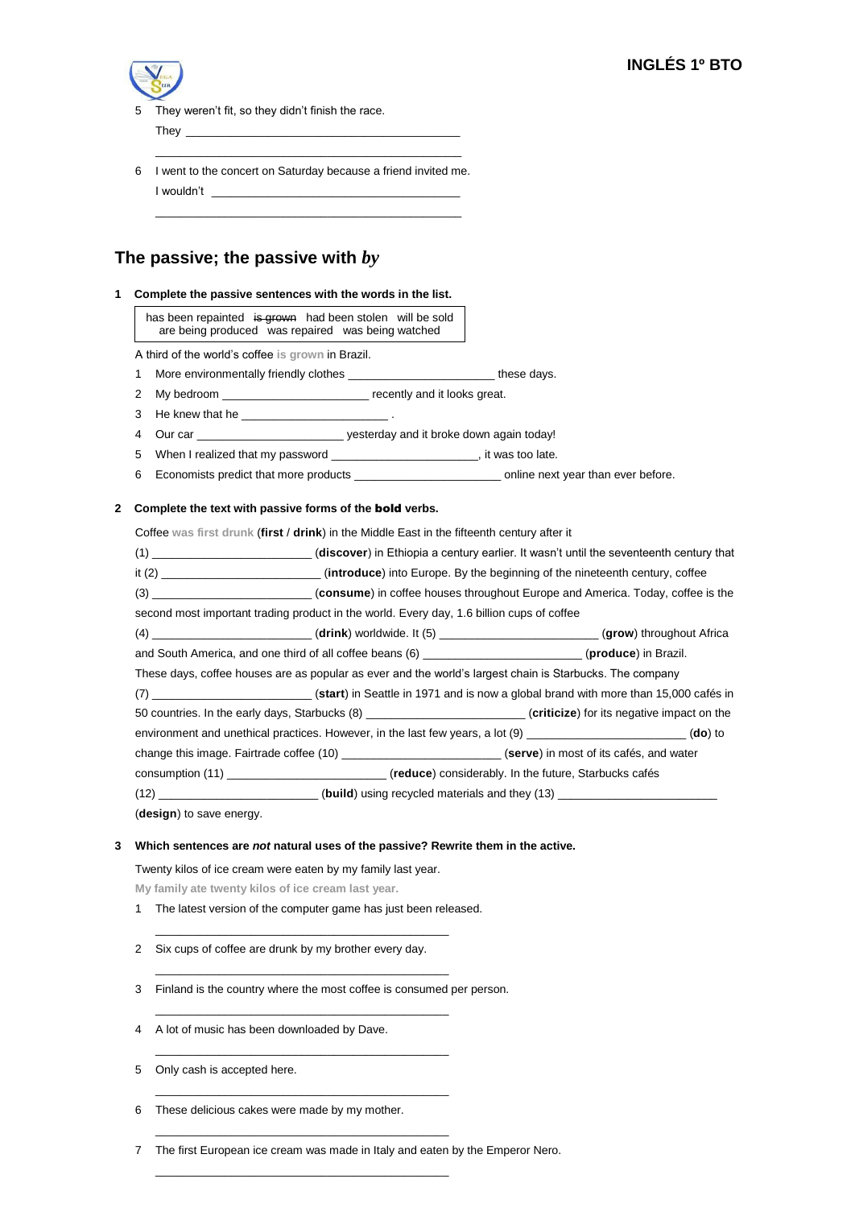5 They weren't fit, so they didn't finish the race.
They ___________________________________________
_______________________________________________

6 I went to the concert on Saturday because a friend invited me.
I wouldn't ______________________________________
_______________________________________________

## The passive; the passive with *by*

**1 Complete the passive sentences with the words in the list.**

| has been repainted ~~is grown~~ had been stolen will be sold are being produced was repaired was being watched |
|---|

A third of the world's coffee **is grown** in Brazil.

1 More environmentally friendly clothes ______________________ these days.
2 My bedroom ______________________ recently and it looks great.
3 He knew that he ______________________ .
4 Our car ______________________ yesterday and it broke down again today!
5 When I realized that my password ______________________, it was too late.
6 Economists predict that more products ______________________ online next year than ever before.

**2 Complete the text with passive forms of the bold verbs.**

Coffee **was first drunk** (**first** / **drink**) in the Middle East in the fifteenth century after it (1) ________________________ (**discover**) in Ethiopia a century earlier. It wasn't until the seventeenth century that it (2) ________________________ (**introduce**) into Europe. By the beginning of the nineteenth century, coffee (3) ________________________ (**consume**) in coffee houses throughout Europe and America. Today, coffee is the second most important trading product in the world. Every day, 1.6 billion cups of coffee (4) ________________________ (**drink**) worldwide. It (5) ________________________ (**grow**) throughout Africa and South America, and one third of all coffee beans (6) ________________________ (**produce**) in Brazil. These days, coffee houses are as popular as ever and the world's largest chain is Starbucks. The company (7) ________________________ (**start**) in Seattle in 1971 and is now a global brand with more than 15,000 cafés in 50 countries. In the early days, Starbucks (8) ________________________ (**criticize**) for its negative impact on the environment and unethical practices. However, in the last few years, a lot (9) ________________________ (**do**) to change this image. Fairtrade coffee (10) ________________________ (**serve**) in most of its cafés, and water consumption (11) ________________________ (**reduce**) considerably. In the future, Starbucks cafés (12) ________________________ (**build**) using recycled materials and they (13) ________________________ (**design**) to save energy.

**3 Which sentences are *not* natural uses of the passive? Rewrite them in the active.**

Twenty kilos of ice cream were eaten by my family last year.
**My family ate twenty kilos of ice cream last year.**

1 The latest version of the computer game has just been released.
_______________________________________________

2 Six cups of coffee are drunk by my brother every day.
_______________________________________________

3 Finland is the country where the most coffee is consumed per person.
_______________________________________________

4 A lot of music has been downloaded by Dave.
_______________________________________________

5 Only cash is accepted here.
_______________________________________________

6 These delicious cakes were made by my mother.
_______________________________________________

7 The first European ice cream was made in Italy and eaten by the Emperor Nero.
_______________________________________________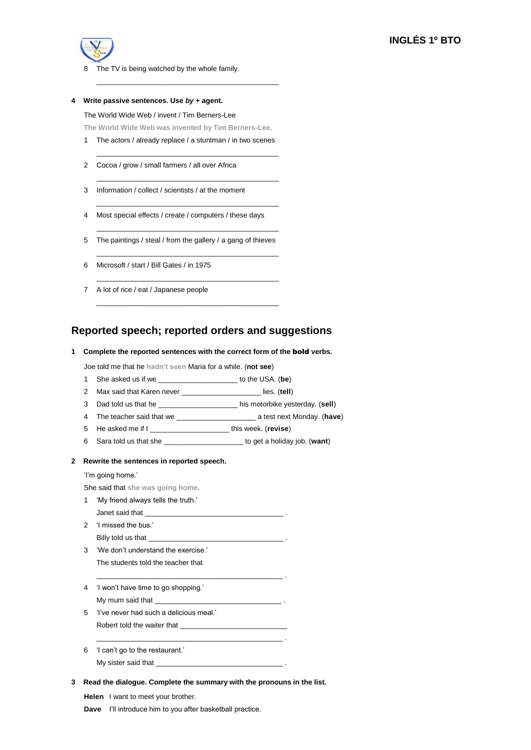8 The TV is being watched by the whole family.

\_\_\_\_\_\_\_\_\_\_\_\_\_\_\_\_\_\_\_\_\_\_\_\_\_\_\_\_\_\_\_\_\_\_\_\_\_\_\_\_

**4 Write passive sentences. Use *by* + agent.**

The World Wide Web / invent / Tim Berners-Lee

The World Wide Web was invented by Tim Berners-Lee.

1 The actors / already replace / a stuntman / in two scenes

\_\_\_\_\_\_\_\_\_\_\_\_\_\_\_\_\_\_\_\_\_\_\_\_\_\_\_\_\_\_\_\_\_\_\_\_\_\_\_\_

2 Cocoa / grow / small farmers / all over Africa

\_\_\_\_\_\_\_\_\_\_\_\_\_\_\_\_\_\_\_\_\_\_\_\_\_\_\_\_\_\_\_\_\_\_\_\_\_\_\_\_

3 Information / collect / scientists / at the moment

\_\_\_\_\_\_\_\_\_\_\_\_\_\_\_\_\_\_\_\_\_\_\_\_\_\_\_\_\_\_\_\_\_\_\_\_\_\_\_\_

4 Most special effects / create / computers / these days

\_\_\_\_\_\_\_\_\_\_\_\_\_\_\_\_\_\_\_\_\_\_\_\_\_\_\_\_\_\_\_\_\_\_\_\_\_\_\_\_

5 The paintings / steal / from the gallery / a gang of thieves

\_\_\_\_\_\_\_\_\_\_\_\_\_\_\_\_\_\_\_\_\_\_\_\_\_\_\_\_\_\_\_\_\_\_\_\_\_\_\_\_

6 Microsoft / start / Bill Gates / in 1975

\_\_\_\_\_\_\_\_\_\_\_\_\_\_\_\_\_\_\_\_\_\_\_\_\_\_\_\_\_\_\_\_\_\_\_\_\_\_\_\_

7 A lot of rice / eat / Japanese people

\_\_\_\_\_\_\_\_\_\_\_\_\_\_\_\_\_\_\_\_\_\_\_\_\_\_\_\_\_\_\_\_\_\_\_\_\_\_\_\_

## Reported speech; reported orders and suggestions

**1 Complete the reported sentences with the correct form of the bold verbs.**

Joe told me that he hadn't seen Maria for a while. (**not see**)

1 She asked us if we \_\_\_\_\_\_\_\_\_\_\_\_\_\_\_\_\_\_\_\_ to the USA. (**be**)

2 Max said that Karen never \_\_\_\_\_\_\_\_\_\_\_\_\_\_\_\_\_\_\_\_ lies. (**tell**)

3 Dad told us that he \_\_\_\_\_\_\_\_\_\_\_\_\_\_\_\_\_\_\_\_ his motorbike yesterday. (**sell**)

4 The teacher said that we \_\_\_\_\_\_\_\_\_\_\_\_\_\_\_\_\_\_\_\_ a test next Monday. (**have**)

5 He asked me if I \_\_\_\_\_\_\_\_\_\_\_\_\_\_\_\_\_\_\_\_ this week. (**revise**)

6 Sara told us that she \_\_\_\_\_\_\_\_\_\_\_\_\_\_\_\_\_\_\_\_ to get a holiday job. (**want**)

**2 Rewrite the sentences in reported speech.**

'I'm going home.'

She said that she was going home.

1 'My friend always tells the truth.'

Janet said that \_\_\_\_\_\_\_\_\_\_\_\_\_\_\_\_\_\_\_\_\_\_\_\_\_\_\_\_\_\_\_\_\_\_\_ .

2 'I missed the bus.'

Billy told us that \_\_\_\_\_\_\_\_\_\_\_\_\_\_\_\_\_\_\_\_\_\_\_\_\_\_\_\_\_\_\_\_\_\_ .

3 'We don't understand the exercise.'

The students told the teacher that

\_\_\_\_\_\_\_\_\_\_\_\_\_\_\_\_\_\_\_\_\_\_\_\_\_\_\_\_\_\_\_\_\_\_\_\_\_\_\_\_\_\_\_\_\_ .

4 'I won't have time to go shopping.'

My mum said that \_\_\_\_\_\_\_\_\_\_\_\_\_\_\_\_\_\_\_\_\_\_\_\_\_\_\_\_\_\_\_\_ .

5 'I've never had such a delicious meal.'

Robert told the waiter that \_\_\_\_\_\_\_\_\_\_\_\_\_\_\_\_\_\_\_\_\_\_\_\_\_\_\_

\_\_\_\_\_\_\_\_\_\_\_\_\_\_\_\_\_\_\_\_\_\_\_\_\_\_\_\_\_\_\_\_\_\_\_\_\_\_\_\_\_\_\_\_\_ .

6 'I can't go to the restaurant.'

My sister said that \_\_\_\_\_\_\_\_\_\_\_\_\_\_\_\_\_\_\_\_\_\_\_\_\_\_\_\_\_\_\_\_ .

**3 Read the dialogue. Complete the summary with the pronouns in the list.**

**Helen** I want to meet your brother.

**Dave** I'll introduce him to you after basketball practice.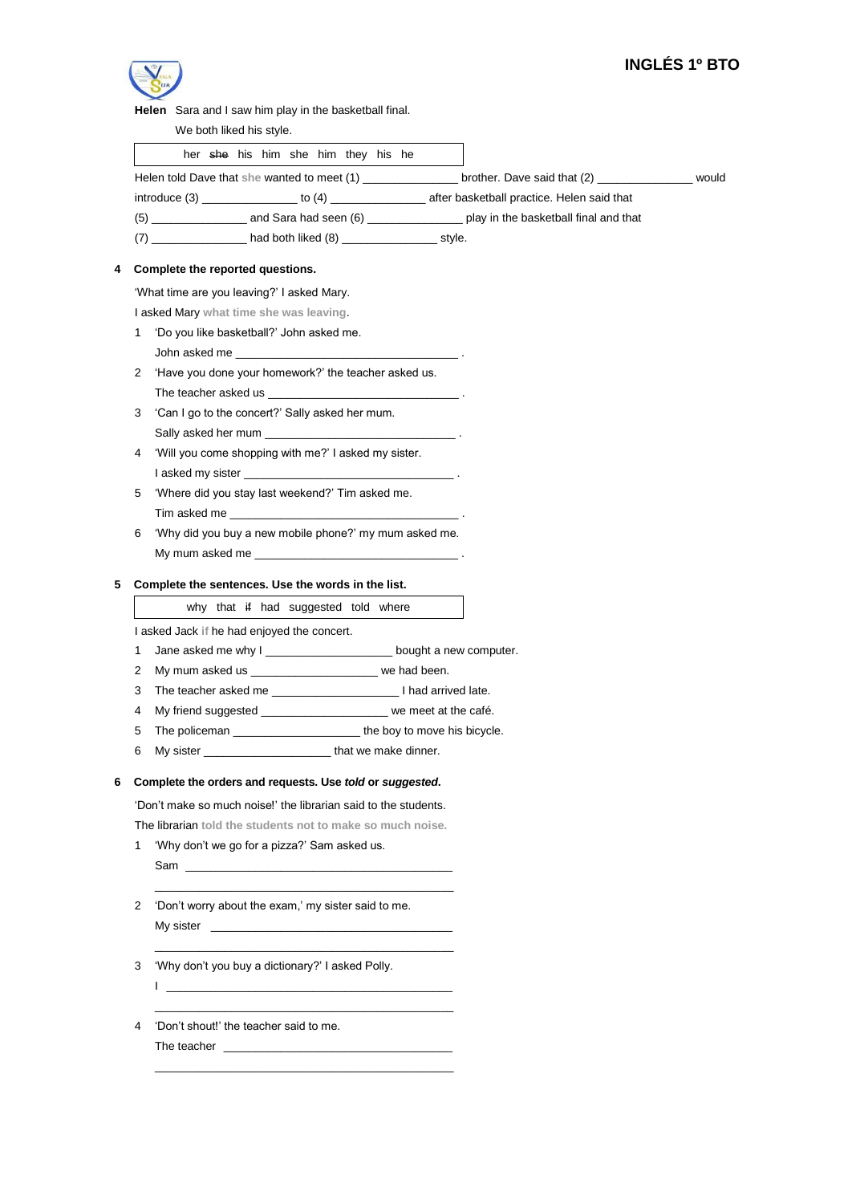**Helen** Sara and I saw him play in the basketball final.
We both liked his style.

| her ~~she~~ his him she him they his he |
|---|

Helen told Dave that she wanted to meet (1) _______________ brother. Dave said that (2) _______________ would introduce (3) _______________ to (4) _______________ after basketball practice. Helen said that (5) _______________ and Sara had seen (6) _______________ play in the basketball final and that (7) _______________ had both liked (8) _______________ style.

**4 Complete the reported questions.**

'What time are you leaving?' I asked Mary.
I asked Mary what time she was leaving.

1. 'Do you like basketball?' John asked me.
   John asked me ___________________________________ .
2. 'Have you done your homework?' the teacher asked us.
   The teacher asked us ______________________________ .
3. 'Can I go to the concert?' Sally asked her mum.
   Sally asked her mum ______________________________ .
4. 'Will you come shopping with me?' I asked my sister.
   I asked my sister _________________________________ .
5. 'Where did you stay last weekend?' Tim asked me.
   Tim asked me ____________________________________ .
6. 'Why did you buy a new mobile phone?' my mum asked me.
   My mum asked me _________________________________ .

**5 Complete the sentences. Use the words in the list.**

| why that ~~if~~ had suggested told where |
|---|

I asked Jack if he had enjoyed the concert.

1. Jane asked me why I ____________________ bought a new computer.
2. My mum asked us ____________________ we had been.
3. The teacher asked me ____________________ I had arrived late.
4. My friend suggested ____________________ we meet at the café.
5. The policeman ____________________ the boy to move his bicycle.
6. My sister ____________________ that we make dinner.

**6 Complete the orders and requests. Use *told* or *suggested*.**

'Don't make so much noise!' the librarian said to the students.
The librarian told the students not to make so much noise.

1. 'Why don't we go for a pizza?' Sam asked us.
   Sam ___________________________________________
   ______________________________________________
2. 'Don't worry about the exam,' my sister said to me.
   My sister ______________________________________
   ______________________________________________
3. 'Why don't you buy a dictionary?' I asked Polly.
   I _____________________________________________
   ______________________________________________
4. 'Don't shout!' the teacher said to me.
   The teacher ____________________________________
   ______________________________________________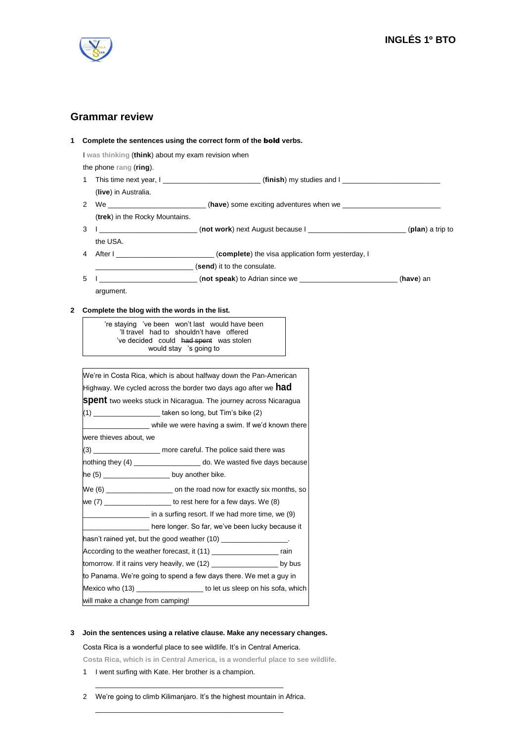# Grammar review

**1 Complete the sentences using the correct form of the bold verbs.**

I was thinking (**think**) about my exam revision when the phone rang (**ring**).

1. This time next year, I ________________________ (**finish**) my studies and I ________________________ (**live**) in Australia.
2. We ________________________ (**have**) some exciting adventures when we ________________________ (**trek**) in the Rocky Mountains.
3. I ________________________ (**not work**) next August because I ________________________ (**plan**) a trip to the USA.
4. After I ________________________ (**complete**) the visa application form yesterday, I ________________________ (**send**) it to the consulate.
5. I ________________________ (**not speak**) to Adrian since we ________________________ (**have**) an argument.

**2 Complete the blog with the words in the list.**

> 're staying 've been won't last would have been 'll travel had to shouldn't have offered 've decided could ~~had spent~~ was stolen would stay 's going to

We're in Costa Rica, which is about halfway down the Pan-American Highway. We cycled across the border two days ago after we **had spent** two weeks stuck in Nicaragua. The journey across Nicaragua (1) ________________ taken so long, but Tim's bike (2) ________________ while we were having a swim. If we'd known there were thieves about, we (3) ________________ more careful. The police said there was nothing they (4) ________________ do. We wasted five days because he (5) ________________ buy another bike.

We (6) ________________ on the road now for exactly six months, so we (7) ________________ to rest here for a few days. We (8) ________________ in a surfing resort. If we had more time, we (9) ________________ here longer. So far, we've been lucky because it hasn't rained yet, but the good weather (10) ________________. According to the weather forecast, it (11) ________________ rain tomorrow. If it rains very heavily, we (12) ________________ by bus to Panama. We're going to spend a few days there. We met a guy in Mexico who (13) ________________ to let us sleep on his sofa, which will make a change from camping!

**3 Join the sentences using a relative clause. Make any necessary changes.**

Costa Rica is a wonderful place to see wildlife. It's in Central America.

Costa Rica, which is in Central America, is a wonderful place to see wildlife.

1. I went surfing with Kate. Her brother is a champion.

   ______________________________________________

2. We're going to climb Kilimanjaro. It's the highest mountain in Africa.

   ______________________________________________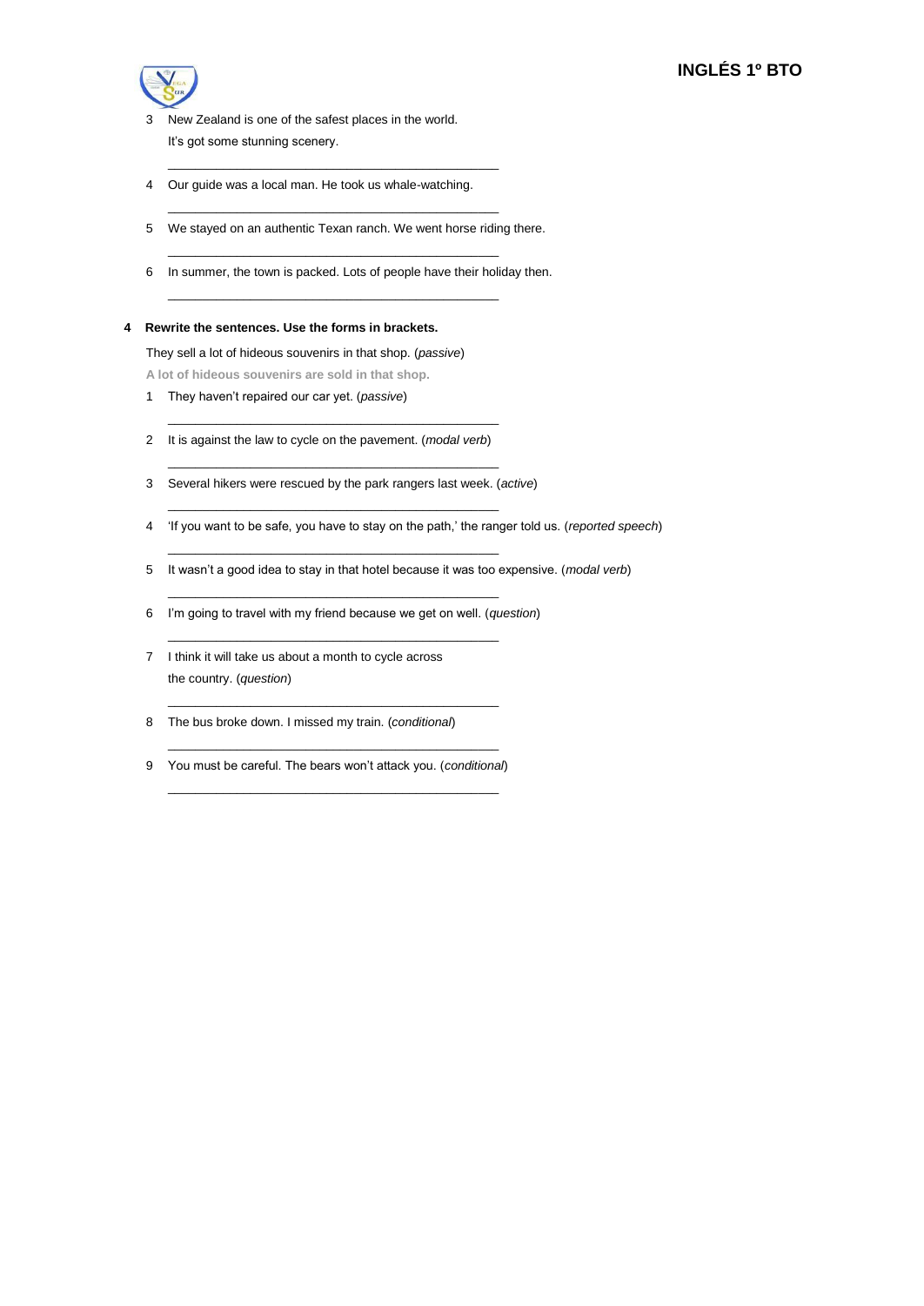3 New Zealand is one of the safest places in the world.
It's got some stunning scenery.

\_\_\_\_\_\_\_\_\_\_\_\_\_\_\_\_\_\_\_\_\_\_\_\_\_\_\_\_\_\_\_\_\_\_\_\_\_\_\_\_\_\_\_\_\_\_

4 Our guide was a local man. He took us whale-watching.

\_\_\_\_\_\_\_\_\_\_\_\_\_\_\_\_\_\_\_\_\_\_\_\_\_\_\_\_\_\_\_\_\_\_\_\_\_\_\_\_\_\_\_\_\_\_

5 We stayed on an authentic Texan ranch. We went horse riding there.

\_\_\_\_\_\_\_\_\_\_\_\_\_\_\_\_\_\_\_\_\_\_\_\_\_\_\_\_\_\_\_\_\_\_\_\_\_\_\_\_\_\_\_\_\_\_

6 In summer, the town is packed. Lots of people have their holiday then.

\_\_\_\_\_\_\_\_\_\_\_\_\_\_\_\_\_\_\_\_\_\_\_\_\_\_\_\_\_\_\_\_\_\_\_\_\_\_\_\_\_\_\_\_\_\_

**4 Rewrite the sentences. Use the forms in brackets.**

They sell a lot of hideous souvenirs in that shop. (*passive*)

**A lot of hideous souvenirs are sold in that shop.**

1 They haven't repaired our car yet. (*passive*)

\_\_\_\_\_\_\_\_\_\_\_\_\_\_\_\_\_\_\_\_\_\_\_\_\_\_\_\_\_\_\_\_\_\_\_\_\_\_\_\_\_\_\_\_\_\_

2 It is against the law to cycle on the pavement. (*modal verb*)

\_\_\_\_\_\_\_\_\_\_\_\_\_\_\_\_\_\_\_\_\_\_\_\_\_\_\_\_\_\_\_\_\_\_\_\_\_\_\_\_\_\_\_\_\_\_

3 Several hikers were rescued by the park rangers last week. (*active*)

\_\_\_\_\_\_\_\_\_\_\_\_\_\_\_\_\_\_\_\_\_\_\_\_\_\_\_\_\_\_\_\_\_\_\_\_\_\_\_\_\_\_\_\_\_\_

4 'If you want to be safe, you have to stay on the path,' the ranger told us. (*reported speech*)

\_\_\_\_\_\_\_\_\_\_\_\_\_\_\_\_\_\_\_\_\_\_\_\_\_\_\_\_\_\_\_\_\_\_\_\_\_\_\_\_\_\_\_\_\_\_

5 It wasn't a good idea to stay in that hotel because it was too expensive. (*modal verb*)

\_\_\_\_\_\_\_\_\_\_\_\_\_\_\_\_\_\_\_\_\_\_\_\_\_\_\_\_\_\_\_\_\_\_\_\_\_\_\_\_\_\_\_\_\_\_

6 I'm going to travel with my friend because we get on well. (*question*)

\_\_\_\_\_\_\_\_\_\_\_\_\_\_\_\_\_\_\_\_\_\_\_\_\_\_\_\_\_\_\_\_\_\_\_\_\_\_\_\_\_\_\_\_\_\_

7 I think it will take us about a month to cycle across
the country. (*question*)

\_\_\_\_\_\_\_\_\_\_\_\_\_\_\_\_\_\_\_\_\_\_\_\_\_\_\_\_\_\_\_\_\_\_\_\_\_\_\_\_\_\_\_\_\_\_

8 The bus broke down. I missed my train. (*conditional*)

\_\_\_\_\_\_\_\_\_\_\_\_\_\_\_\_\_\_\_\_\_\_\_\_\_\_\_\_\_\_\_\_\_\_\_\_\_\_\_\_\_\_\_\_\_\_

9 You must be careful. The bears won't attack you. (*conditional*)

\_\_\_\_\_\_\_\_\_\_\_\_\_\_\_\_\_\_\_\_\_\_\_\_\_\_\_\_\_\_\_\_\_\_\_\_\_\_\_\_\_\_\_\_\_\_